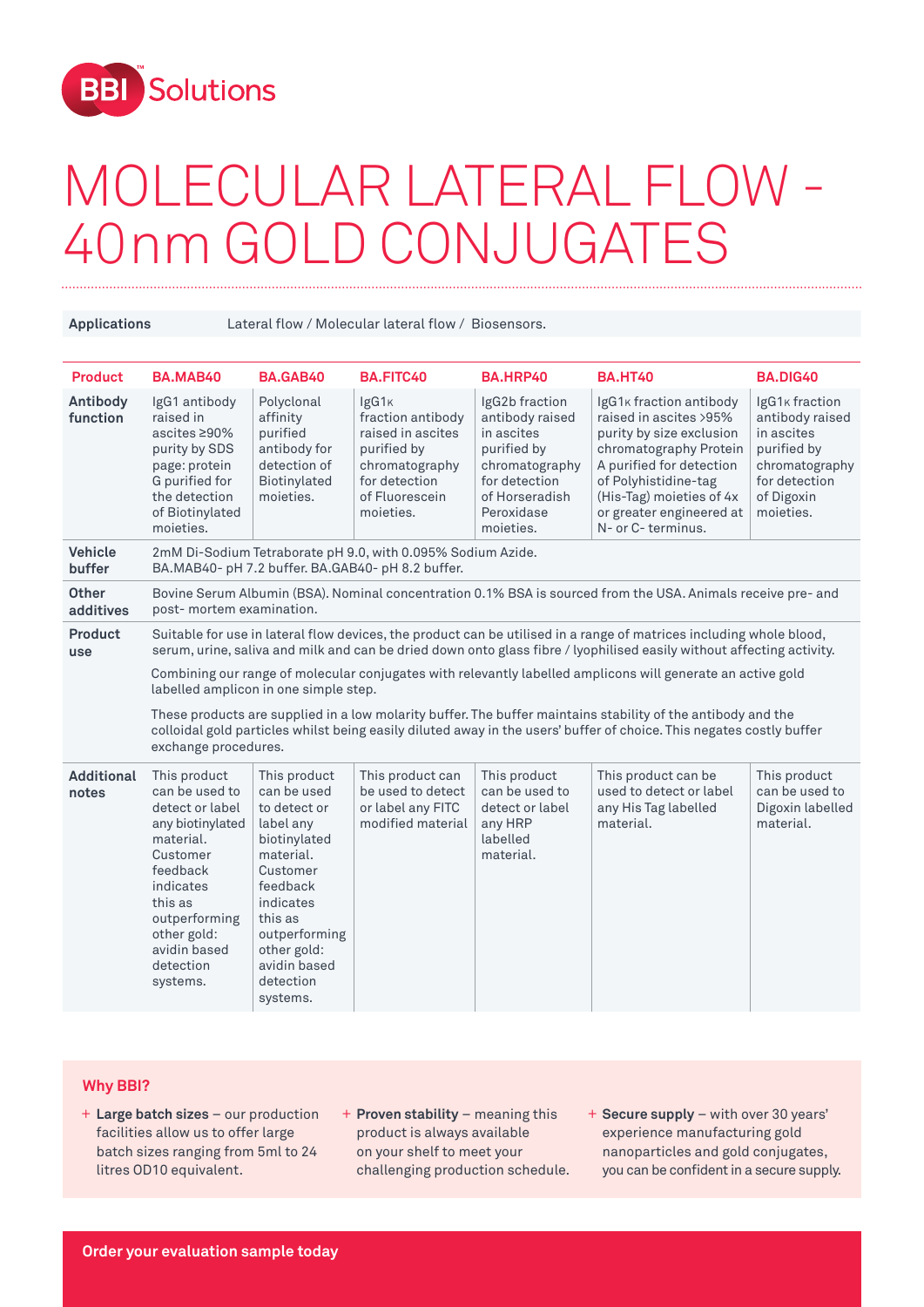BBI Solutions

# MOLECULAR LATERAL FLOW - 40nm GOLD CONJUGATES

**Applications** Lateral flow / Molecular lateral flow / Biosensors.

| Product | BA.MAB40 | BA.GAB40 | BA.FITC40 | BA.HRP40 | BA.HT40 | BA.DIG40 |
|---|---|---|---|---|---|---|
| **Antibody function** | IgG1 antibody raised in ascites ≥90% purity by SDS page: protein G purified for the detection of Biotinylated moieties. | Polyclonal affinity purified antibody for detection of Biotinylated moieties. | IgG1κ fraction antibody raised in ascites purified by chromatography for detection of Fluorescein moieties. | IgG2b fraction antibody raised in ascites purified by chromatography for detection of Horseradish Peroxidase moieties. | IgG1κ fraction antibody raised in ascites >95% purity by size exclusion chromatography Protein A purified for detection of Polyhistidine-tag (His-Tag) moieties of 4x or greater engineered at N- or C- terminus. | IgG1κ fraction antibody raised in ascites purified by chromatography for detection of Digoxin moieties. |
| **Vehicle buffer** | 2mM Di-Sodium Tetraborate pH 9.0, with 0.095% Sodium Azide. BA.MAB40- pH 7.2 buffer. BA.GAB40- pH 8.2 buffer. | | | | | |
| **Other additives** | Bovine Serum Albumin (BSA). Nominal concentration 0.1% BSA is sourced from the USA. Animals receive pre- and post- mortem examination. | | | | | |
| **Product use** | Suitable for use in lateral flow devices, the product can be utilised in a range of matrices including whole blood, serum, urine, saliva and milk and can be dried down onto glass fibre / lyophilised easily without affecting activity. Combining our range of molecular conjugates with relevantly labelled amplicons will generate an active gold labelled amplicon in one simple step. These products are supplied in a low molarity buffer. The buffer maintains stability of the antibody and the colloidal gold particles whilst being easily diluted away in the users' buffer of choice. This negates costly buffer exchange procedures. | | | | | |
| **Additional notes** | This product can be used to detect or label any biotinylated material. Customer feedback indicates this as outperforming other gold: avidin based detection systems. | This product can be used to detect or label any biotinylated material. Customer feedback indicates this as outperforming other gold: avidin based detection systems. | This product can be used to detect or label any FITC modified material | This product can be used to detect or label any HRP labelled material. | This product can be used to detect or label any His Tag labelled material. | This product can be used to detect or label Digoxin labelled material. |

## Why BBI?

- **Large batch sizes** – our production facilities allow us to offer large batch sizes ranging from 5ml to 24 litres OD10 equivalent.
- **Proven stability** – meaning this product is always available on your shelf to meet your challenging production schedule.
- **Secure supply** – with over 30 years' experience manufacturing gold nanoparticles and gold conjugates, you can be confident in a secure supply.

**Order your evaluation sample today**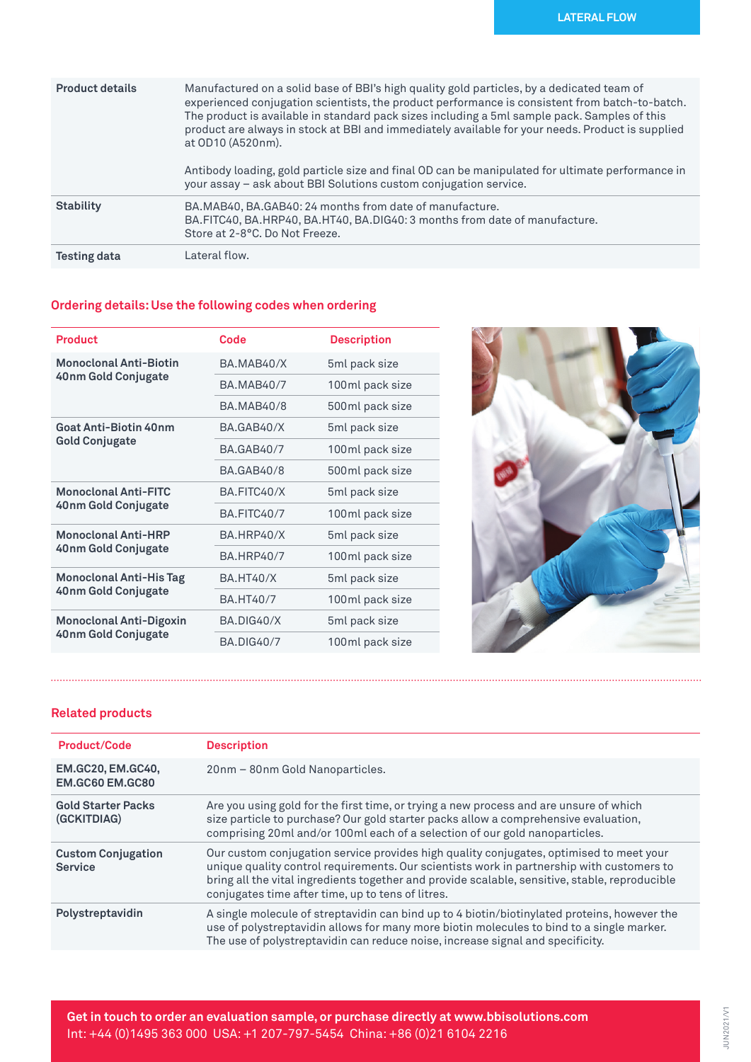| | |
|---|---|
| **Product details** | Manufactured on a solid base of BBI's high quality gold particles, by a dedicated team of experienced conjugation scientists, the product performance is consistent from batch-to-batch. The product is available in standard pack sizes including a 5ml sample pack. Samples of this product are always in stock at BBI and immediately available for your needs. Product is supplied at OD10 (A520nm).<br><br>Antibody loading, gold particle size and final OD can be manipulated for ultimate performance in your assay – ask about BBI Solutions custom conjugation service. |
| **Stability** | BA.MAB40, BA.GAB40: 24 months from date of manufacture.<br>BA.FITC40, BA.HRP40, BA.HT40, BA.DIG40: 3 months from date of manufacture.<br>Store at 2-8°C. Do Not Freeze. |
| **Testing data** | Lateral flow. |

## Ordering details: Use the following codes when ordering

| Product | Code | Description |
|---|---|---|
| **Monoclonal Anti-Biotin 40nm Gold Conjugate** | BA.MAB40/X | 5ml pack size |
| | BA.MAB40/7 | 100ml pack size |
| | BA.MAB40/8 | 500ml pack size |
| **Goat Anti-Biotin 40nm Gold Conjugate** | BA.GAB40/X | 5ml pack size |
| | BA.GAB40/7 | 100ml pack size |
| | BA.GAB40/8 | 500ml pack size |
| **Monoclonal Anti-FITC 40nm Gold Conjugate** | BA.FITC40/X | 5ml pack size |
| | BA.FITC40/7 | 100ml pack size |
| **Monoclonal Anti-HRP 40nm Gold Conjugate** | BA.HRP40/X | 5ml pack size |
| | BA.HRP40/7 | 100ml pack size |
| **Monoclonal Anti-His Tag 40nm Gold Conjugate** | BA.HT40/X | 5ml pack size |
| | BA.HT40/7 | 100ml pack size |
| **Monoclonal Anti-Digoxin 40nm Gold Conjugate** | BA.DIG40/X | 5ml pack size |
| | BA.DIG40/7 | 100ml pack size |

## Related products

| Product/Code | Description |
|---|---|
| **EM.GC20, EM.GC40, EM.GC60 EM.GC80** | 20nm – 80nm Gold Nanoparticles. |
| **Gold Starter Packs (GCKITDIAG)** | Are you using gold for the first time, or trying a new process and are unsure of which size particle to purchase? Our gold starter packs allow a comprehensive evaluation, comprising 20ml and/or 100ml each of a selection of our gold nanoparticles. |
| **Custom Conjugation Service** | Our custom conjugation service provides high quality conjugates, optimised to meet your unique quality control requirements. Our scientists work in partnership with customers to bring all the vital ingredients together and provide scalable, sensitive, stable, reproducible conjugates time after time, up to tens of litres. |
| **Polystreptavidin** | A single molecule of streptavidin can bind up to 4 biotin/biotinylated proteins, however the use of polystreptavidin allows for many more biotin molecules to bind to a single marker. The use of polystreptavidin can reduce noise, increase signal and specificity. |

**Get in touch to order an evaluation sample, or purchase directly at www.bbisolutions.com**
Int: +44 (0)1495 363 000 USA: +1 207-797-5454 China: +86 (0)21 6104 2216

JUN2021/V1